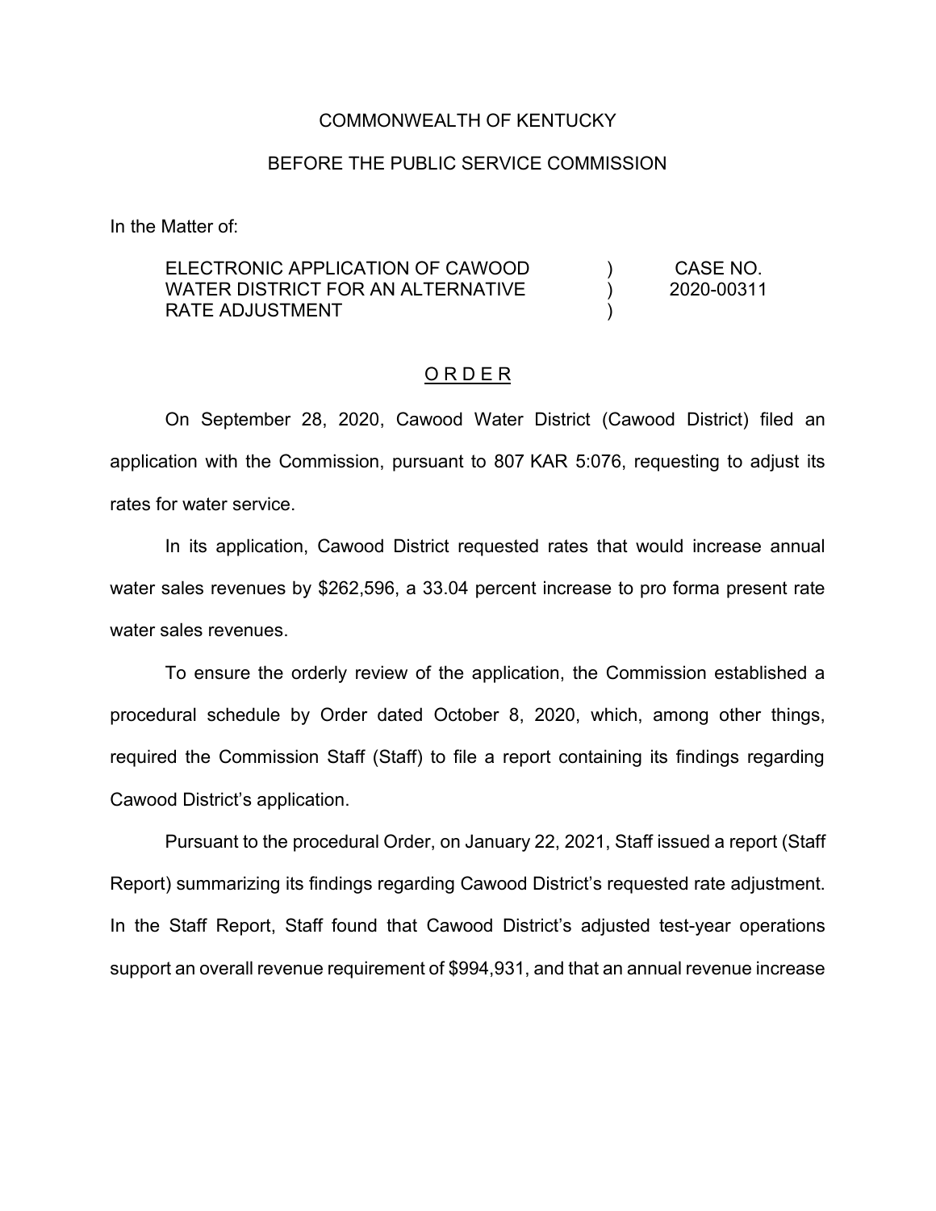COMMONWEALTH OF KENTUCKY

BEFORE THE PUBLIC SERVICE COMMISSION

In the Matter of:

| | | |
|---|---|---|
| ELECTRONIC APPLICATION OF CAWOOD WATER DISTRICT FOR AN ALTERNATIVE RATE ADJUSTMENT | ) ) ) | CASE NO. 2020-00311 |

# O R D E R

On September 28, 2020, Cawood Water District (Cawood District) filed an application with the Commission, pursuant to 807 KAR 5:076, requesting to adjust its rates for water service.

In its application, Cawood District requested rates that would increase annual water sales revenues by $262,596, a 33.04 percent increase to pro forma present rate water sales revenues.

To ensure the orderly review of the application, the Commission established a procedural schedule by Order dated October 8, 2020, which, among other things, required the Commission Staff (Staff) to file a report containing its findings regarding Cawood District's application.

Pursuant to the procedural Order, on January 22, 2021, Staff issued a report (Staff Report) summarizing its findings regarding Cawood District's requested rate adjustment. In the Staff Report, Staff found that Cawood District's adjusted test-year operations support an overall revenue requirement of $994,931, and that an annual revenue increase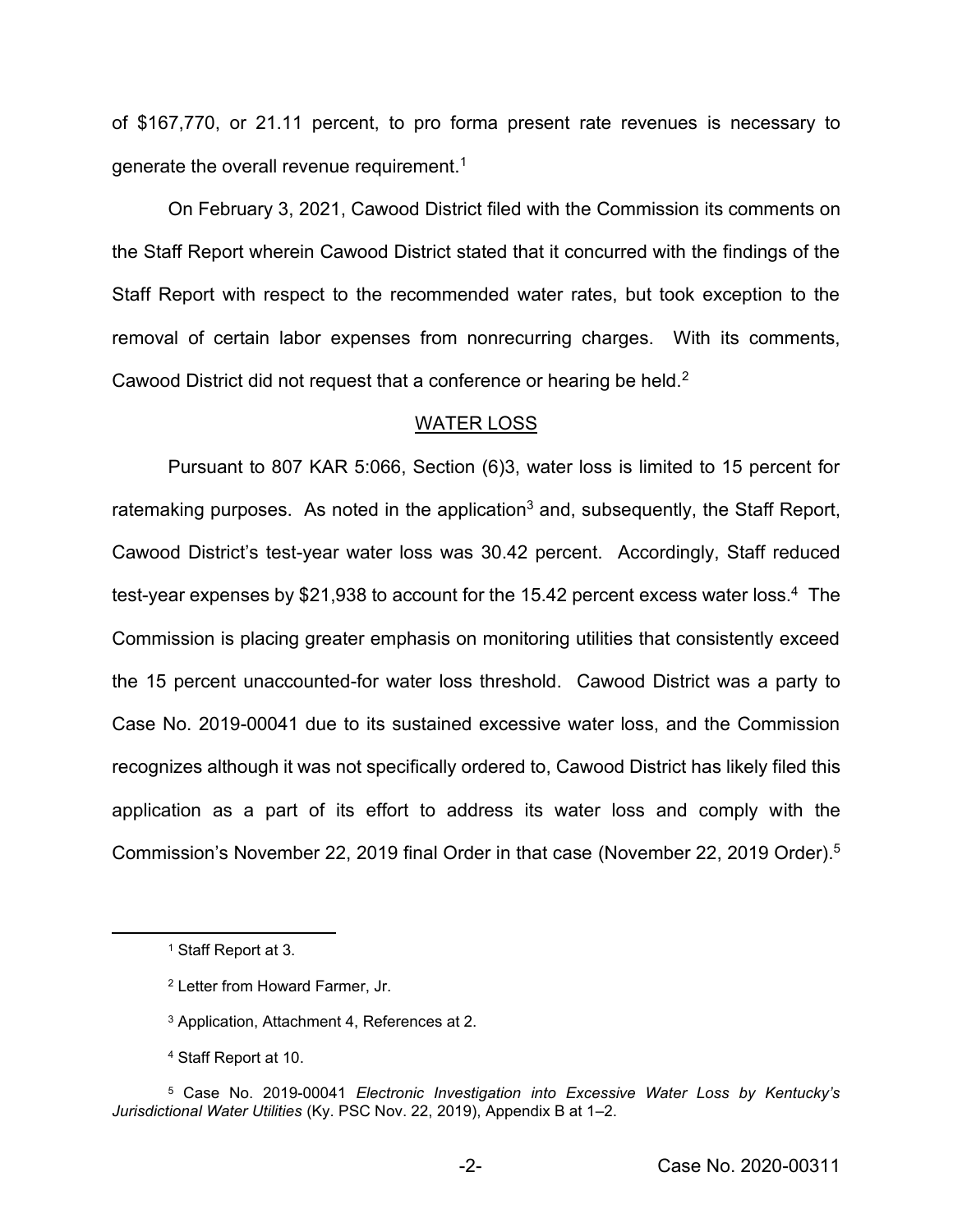of $167,770, or 21.11 percent, to pro forma present rate revenues is necessary to generate the overall revenue requirement.[1]

On February 3, 2021, Cawood District filed with the Commission its comments on the Staff Report wherein Cawood District stated that it concurred with the findings of the Staff Report with respect to the recommended water rates, but took exception to the removal of certain labor expenses from nonrecurring charges. With its comments, Cawood District did not request that a conference or hearing be held.[2]

## WATER LOSS

Pursuant to 807 KAR 5:066, Section (6)3, water loss is limited to 15 percent for ratemaking purposes. As noted in the application[3] and, subsequently, the Staff Report, Cawood District's test-year water loss was 30.42 percent. Accordingly, Staff reduced test-year expenses by $21,938 to account for the 15.42 percent excess water loss.[4] The Commission is placing greater emphasis on monitoring utilities that consistently exceed the 15 percent unaccounted-for water loss threshold. Cawood District was a party to Case No. 2019-00041 due to its sustained excessive water loss, and the Commission recognizes although it was not specifically ordered to, Cawood District has likely filed this application as a part of its effort to address its water loss and comply with the Commission's November 22, 2019 final Order in that case (November 22, 2019 Order).[5]

---

[1] Staff Report at 3.

[2] Letter from Howard Farmer, Jr.

[3] Application, Attachment 4, References at 2.

[4] Staff Report at 10.

[5] Case No. 2019-00041 *Electronic Investigation into Excessive Water Loss by Kentucky's Jurisdictional Water Utilities* (Ky. PSC Nov. 22, 2019), Appendix B at 1–2.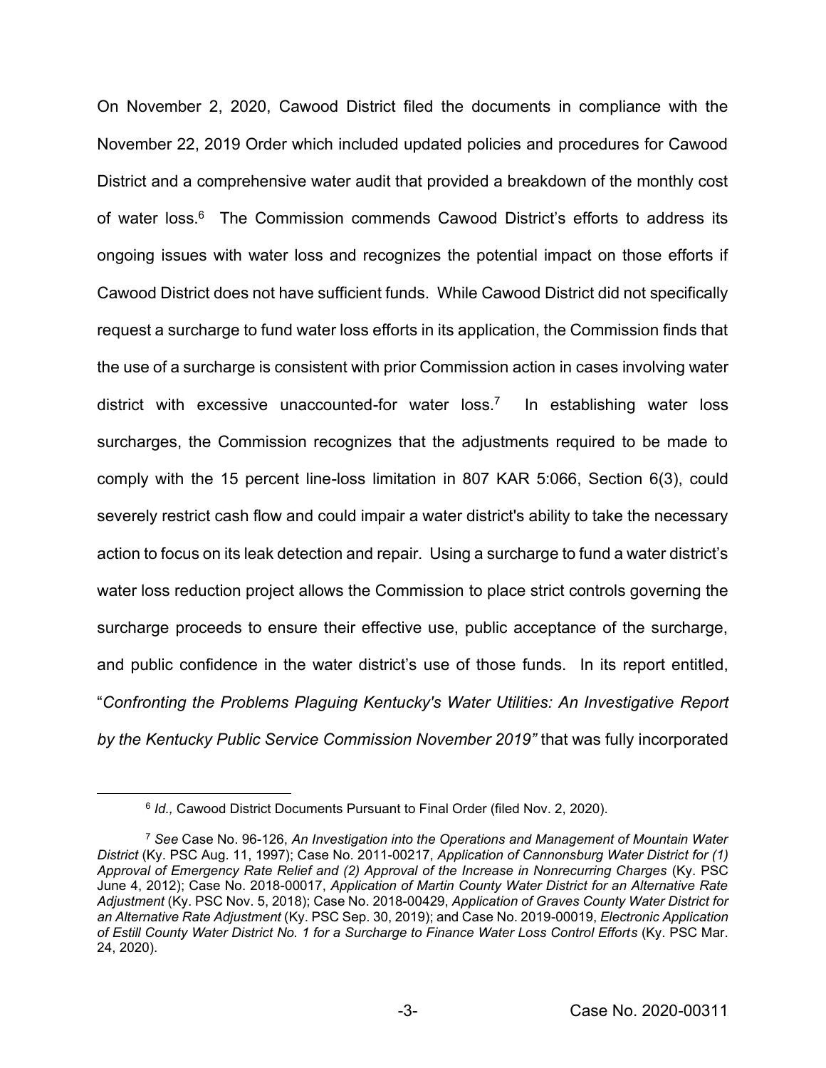On November 2, 2020, Cawood District filed the documents in compliance with the November 22, 2019 Order which included updated policies and procedures for Cawood District and a comprehensive water audit that provided a breakdown of the monthly cost of water loss.[6] The Commission commends Cawood District's efforts to address its ongoing issues with water loss and recognizes the potential impact on those efforts if Cawood District does not have sufficient funds. While Cawood District did not specifically request a surcharge to fund water loss efforts in its application, the Commission finds that the use of a surcharge is consistent with prior Commission action in cases involving water district with excessive unaccounted-for water loss.[7] In establishing water loss surcharges, the Commission recognizes that the adjustments required to be made to comply with the 15 percent line-loss limitation in 807 KAR 5:066, Section 6(3), could severely restrict cash flow and could impair a water district's ability to take the necessary action to focus on its leak detection and repair. Using a surcharge to fund a water district's water loss reduction project allows the Commission to place strict controls governing the surcharge proceeds to ensure their effective use, public acceptance of the surcharge, and public confidence in the water district's use of those funds. In its report entitled, "*Confronting the Problems Plaguing Kentucky's Water Utilities: An Investigative Report by the Kentucky Public Service Commission November 2019"* that was fully incorporated

---

[6] *Id.,* Cawood District Documents Pursuant to Final Order (filed Nov. 2, 2020).

[7] *See* Case No. 96-126, *An Investigation into the Operations and Management of Mountain Water District* (Ky. PSC Aug. 11, 1997); Case No. 2011-00217, *Application of Cannonsburg Water District for (1) Approval of Emergency Rate Relief and (2) Approval of the Increase in Nonrecurring Charges* (Ky. PSC June 4, 2012); Case No. 2018-00017, *Application of Martin County Water District for an Alternative Rate Adjustment* (Ky. PSC Nov. 5, 2018); Case No. 2018-00429, *Application of Graves County Water District for an Alternative Rate Adjustment* (Ky. PSC Sep. 30, 2019); and Case No. 2019-00019, *Electronic Application of Estill County Water District No. 1 for a Surcharge to Finance Water Loss Control Efforts* (Ky. PSC Mar. 24, 2020).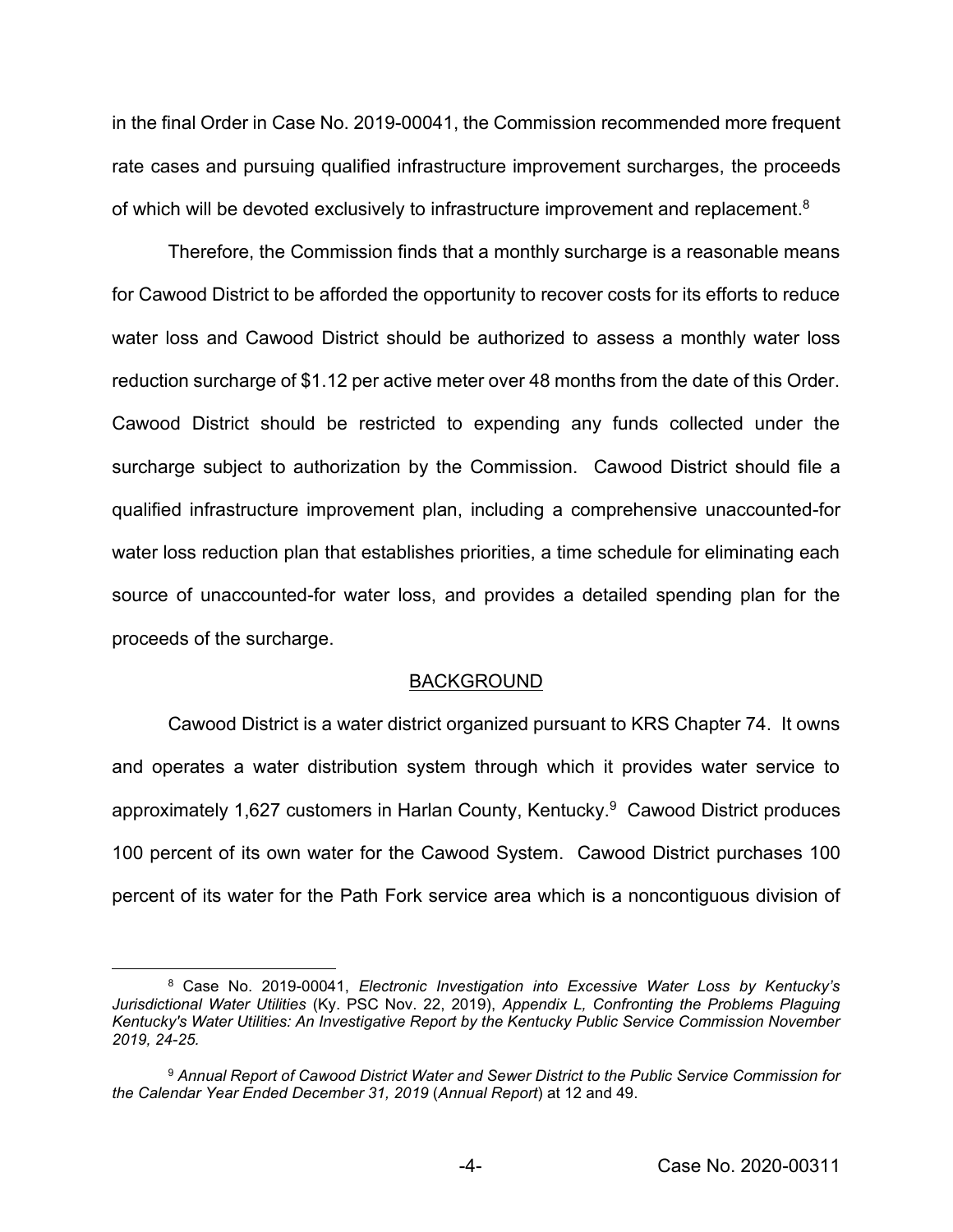in the final Order in Case No. 2019-00041, the Commission recommended more frequent rate cases and pursuing qualified infrastructure improvement surcharges, the proceeds of which will be devoted exclusively to infrastructure improvement and replacement.[8]

Therefore, the Commission finds that a monthly surcharge is a reasonable means for Cawood District to be afforded the opportunity to recover costs for its efforts to reduce water loss and Cawood District should be authorized to assess a monthly water loss reduction surcharge of $1.12 per active meter over 48 months from the date of this Order. Cawood District should be restricted to expending any funds collected under the surcharge subject to authorization by the Commission. Cawood District should file a qualified infrastructure improvement plan, including a comprehensive unaccounted-for water loss reduction plan that establishes priorities, a time schedule for eliminating each source of unaccounted-for water loss, and provides a detailed spending plan for the proceeds of the surcharge.

## BACKGROUND

Cawood District is a water district organized pursuant to KRS Chapter 74. It owns and operates a water distribution system through which it provides water service to approximately 1,627 customers in Harlan County, Kentucky.[9] Cawood District produces 100 percent of its own water for the Cawood System. Cawood District purchases 100 percent of its water for the Path Fork service area which is a noncontiguous division of

---

[8] Case No. 2019-00041, *Electronic Investigation into Excessive Water Loss by Kentucky's Jurisdictional Water Utilities* (Ky. PSC Nov. 22, 2019), *Appendix L, Confronting the Problems Plaguing Kentucky's Water Utilities: An Investigative Report by the Kentucky Public Service Commission November 2019, 24-25.*

[9] *Annual Report of Cawood District Water and Sewer District to the Public Service Commission for the Calendar Year Ended December 31, 2019* (*Annual Report*) at 12 and 49.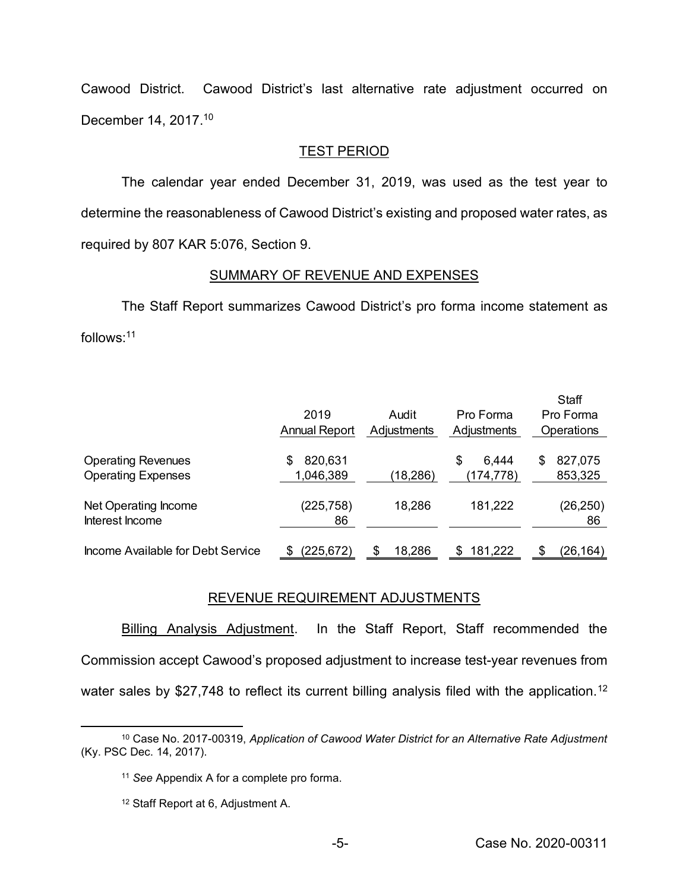Cawood District. Cawood District's last alternative rate adjustment occurred on December 14, 2017.[10]

## TEST PERIOD

The calendar year ended December 31, 2019, was used as the test year to determine the reasonableness of Cawood District's existing and proposed water rates, as required by 807 KAR 5:076, Section 9.

## SUMMARY OF REVENUE AND EXPENSES

The Staff Report summarizes Cawood District's pro forma income statement as follows:[11]

| | 2019 Annual Report | Audit Adjustments | Pro Forma Adjustments | Staff Pro Forma Operations |
|---|---|---|---|---|
| Operating Revenues | $ 820,631 | | $ 6,444 | $ 827,075 |
| Operating Expenses | 1,046,389 | (18,286) | (174,778) | 853,325 |
| Net Operating Income | (225,758) | 18,286 | 181,222 | (26,250) |
| Interest Income | 86 | | | 86 |
| Income Available for Debt Service | $ (225,672) | $ 18,286 | $ 181,222 | $ (26,164) |

## REVENUE REQUIREMENT ADJUSTMENTS

Billing Analysis Adjustment. In the Staff Report, Staff recommended the Commission accept Cawood's proposed adjustment to increase test-year revenues from water sales by $27,748 to reflect its current billing analysis filed with the application.[12]

---

[10] Case No. 2017-00319, *Application of Cawood Water District for an Alternative Rate Adjustment* (Ky. PSC Dec. 14, 2017).

[11] *See* Appendix A for a complete pro forma.

[12] Staff Report at 6, Adjustment A.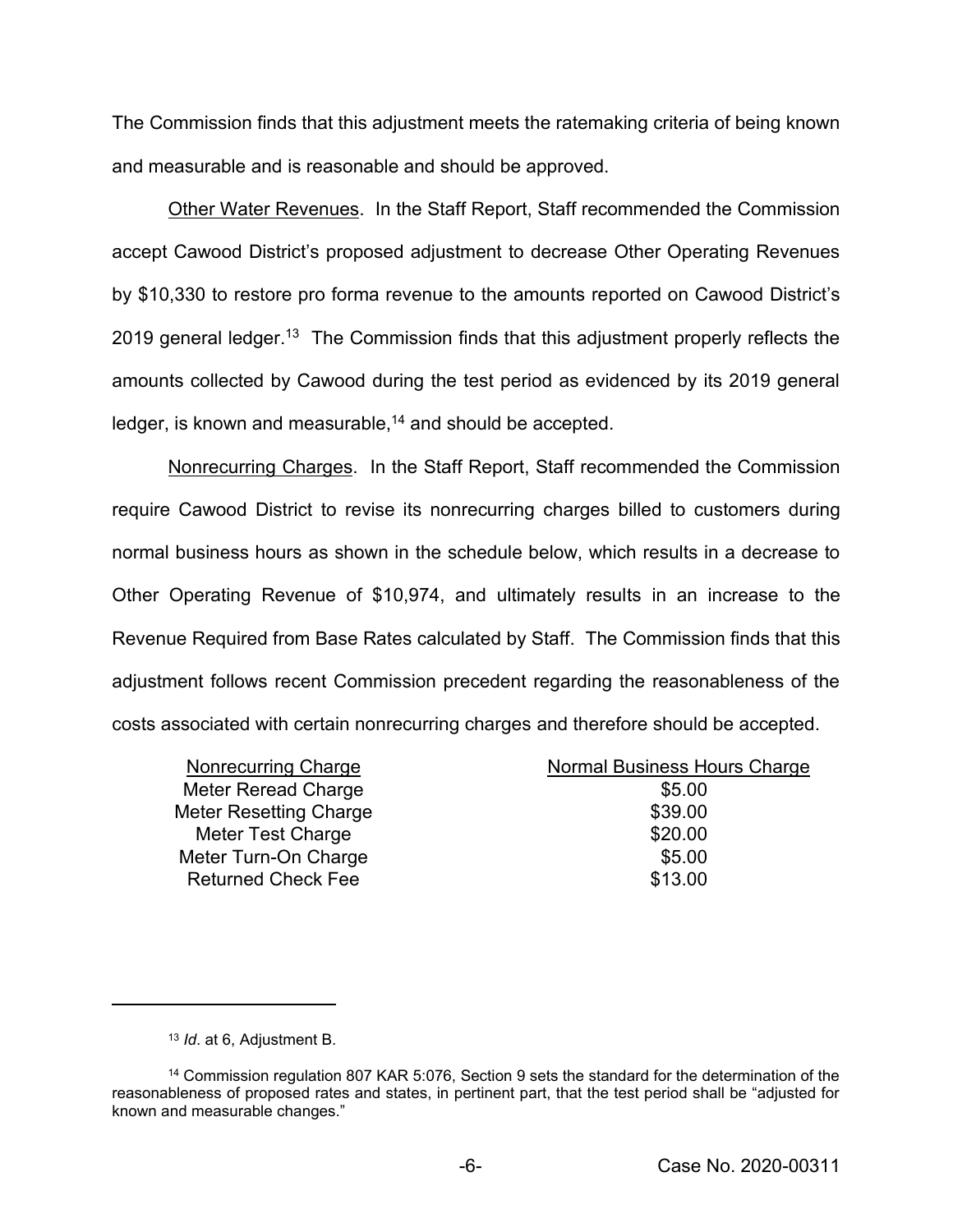The Commission finds that this adjustment meets the ratemaking criteria of being known and measurable and is reasonable and should be approved.

Other Water Revenues. In the Staff Report, Staff recommended the Commission accept Cawood District's proposed adjustment to decrease Other Operating Revenues by $10,330 to restore pro forma revenue to the amounts reported on Cawood District's 2019 general ledger.[13] The Commission finds that this adjustment properly reflects the amounts collected by Cawood during the test period as evidenced by its 2019 general ledger, is known and measurable,[14] and should be accepted.

Nonrecurring Charges. In the Staff Report, Staff recommended the Commission require Cawood District to revise its nonrecurring charges billed to customers during normal business hours as shown in the schedule below, which results in a decrease to Other Operating Revenue of $10,974, and ultimately results in an increase to the Revenue Required from Base Rates calculated by Staff. The Commission finds that this adjustment follows recent Commission precedent regarding the reasonableness of the costs associated with certain nonrecurring charges and therefore should be accepted.

| Nonrecurring Charge | Normal Business Hours Charge |
|---|---|
| Meter Reread Charge | $5.00 |
| Meter Resetting Charge | $39.00 |
| Meter Test Charge | $20.00 |
| Meter Turn-On Charge | $5.00 |
| Returned Check Fee | $13.00 |

---

[13] *Id*. at 6, Adjustment B.

[14] Commission regulation 807 KAR 5:076, Section 9 sets the standard for the determination of the reasonableness of proposed rates and states, in pertinent part, that the test period shall be "adjusted for known and measurable changes."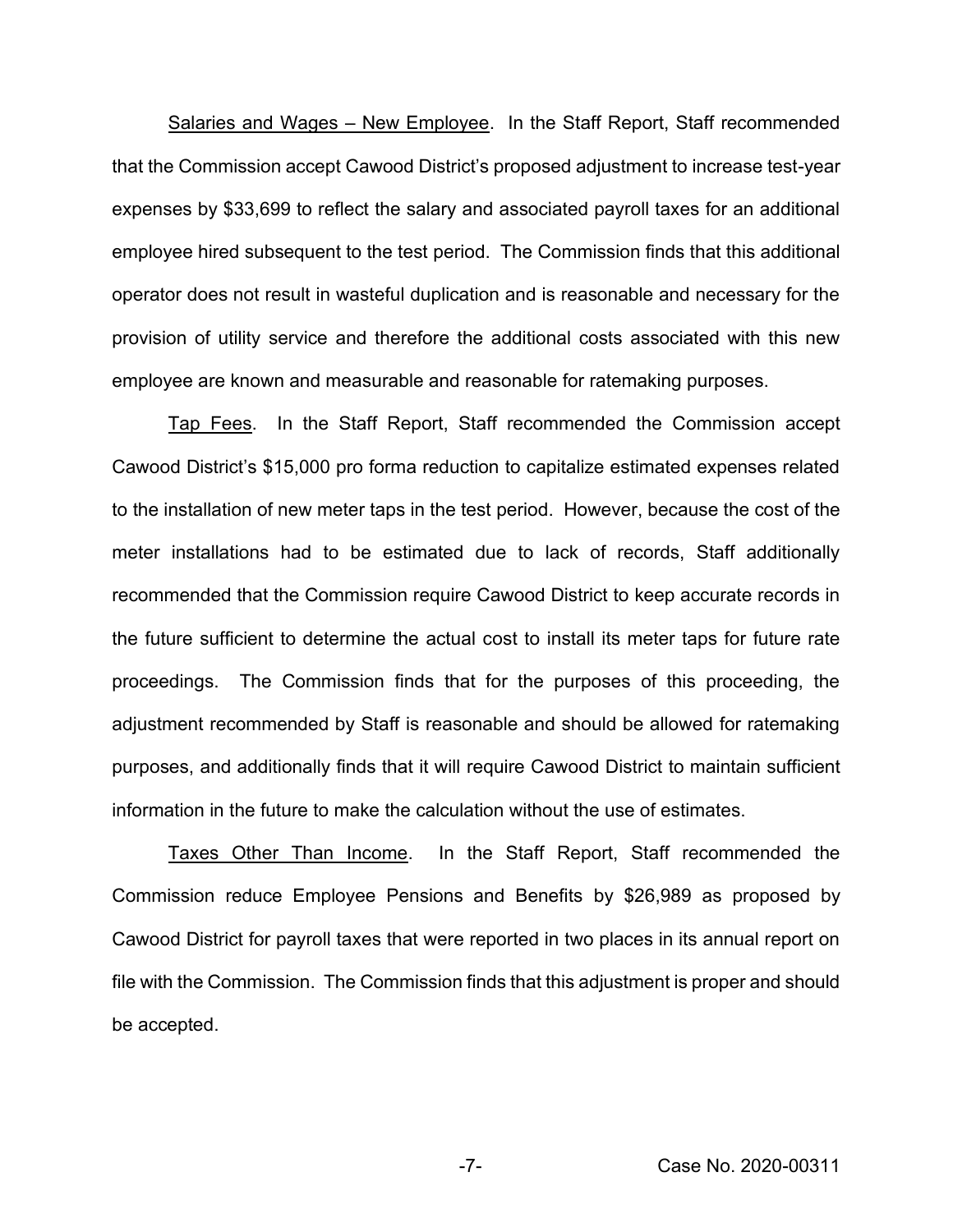<u>Salaries and Wages – New Employee</u>. In the Staff Report, Staff recommended that the Commission accept Cawood District's proposed adjustment to increase test-year expenses by $33,699 to reflect the salary and associated payroll taxes for an additional employee hired subsequent to the test period. The Commission finds that this additional operator does not result in wasteful duplication and is reasonable and necessary for the provision of utility service and therefore the additional costs associated with this new employee are known and measurable and reasonable for ratemaking purposes.

<u>Tap Fees</u>. In the Staff Report, Staff recommended the Commission accept Cawood District's $15,000 pro forma reduction to capitalize estimated expenses related to the installation of new meter taps in the test period. However, because the cost of the meter installations had to be estimated due to lack of records, Staff additionally recommended that the Commission require Cawood District to keep accurate records in the future sufficient to determine the actual cost to install its meter taps for future rate proceedings. The Commission finds that for the purposes of this proceeding, the adjustment recommended by Staff is reasonable and should be allowed for ratemaking purposes, and additionally finds that it will require Cawood District to maintain sufficient information in the future to make the calculation without the use of estimates.

<u>Taxes Other Than Income</u>. In the Staff Report, Staff recommended the Commission reduce Employee Pensions and Benefits by $26,989 as proposed by Cawood District for payroll taxes that were reported in two places in its annual report on file with the Commission. The Commission finds that this adjustment is proper and should be accepted.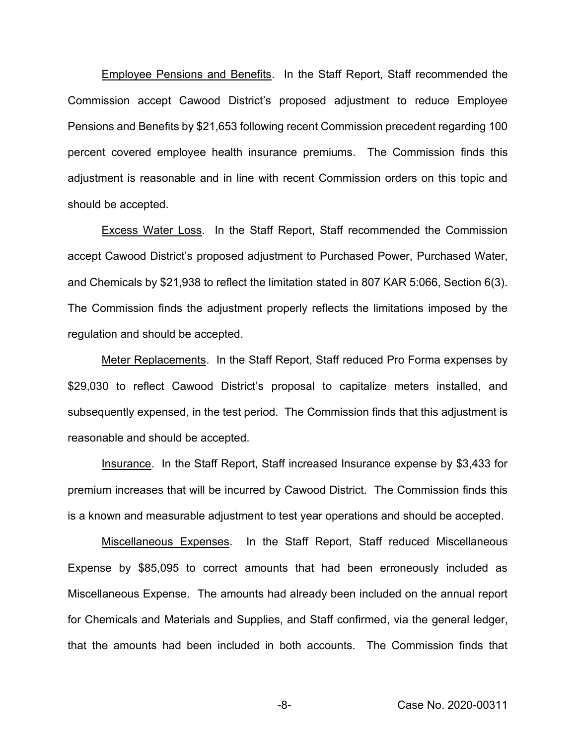<u>Employee Pensions and Benefits</u>. In the Staff Report, Staff recommended the Commission accept Cawood District's proposed adjustment to reduce Employee Pensions and Benefits by $21,653 following recent Commission precedent regarding 100 percent covered employee health insurance premiums. The Commission finds this adjustment is reasonable and in line with recent Commission orders on this topic and should be accepted.

<u>Excess Water Loss</u>. In the Staff Report, Staff recommended the Commission accept Cawood District's proposed adjustment to Purchased Power, Purchased Water, and Chemicals by $21,938 to reflect the limitation stated in 807 KAR 5:066, Section 6(3). The Commission finds the adjustment properly reflects the limitations imposed by the regulation and should be accepted.

<u>Meter Replacements</u>. In the Staff Report, Staff reduced Pro Forma expenses by $29,030 to reflect Cawood District's proposal to capitalize meters installed, and subsequently expensed, in the test period. The Commission finds that this adjustment is reasonable and should be accepted.

<u>Insurance</u>. In the Staff Report, Staff increased Insurance expense by $3,433 for premium increases that will be incurred by Cawood District. The Commission finds this is a known and measurable adjustment to test year operations and should be accepted.

<u>Miscellaneous Expenses</u>. In the Staff Report, Staff reduced Miscellaneous Expense by $85,095 to correct amounts that had been erroneously included as Miscellaneous Expense. The amounts had already been included on the annual report for Chemicals and Materials and Supplies, and Staff confirmed, via the general ledger, that the amounts had been included in both accounts. The Commission finds that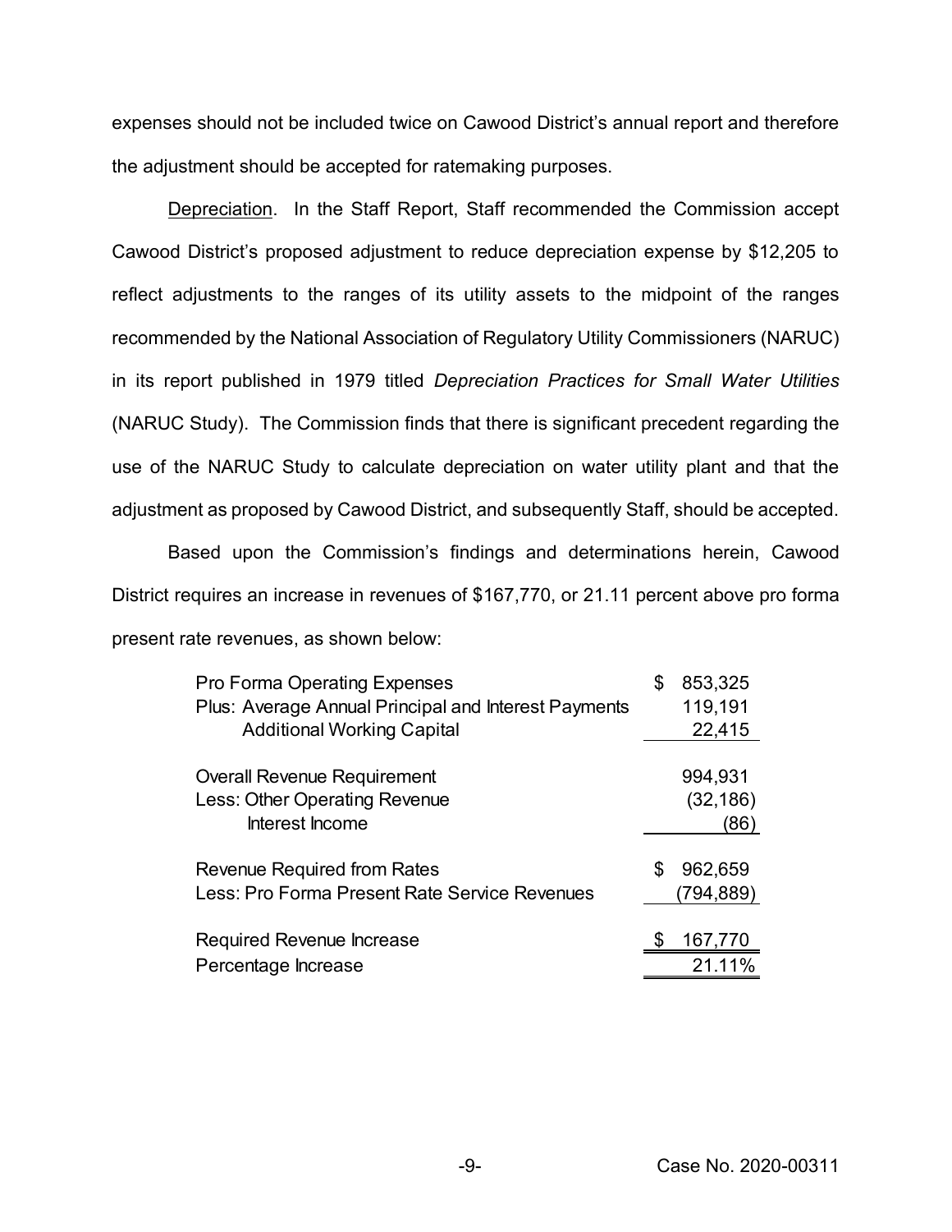expenses should not be included twice on Cawood District's annual report and therefore the adjustment should be accepted for ratemaking purposes.

Depreciation. In the Staff Report, Staff recommended the Commission accept Cawood District's proposed adjustment to reduce depreciation expense by $12,205 to reflect adjustments to the ranges of its utility assets to the midpoint of the ranges recommended by the National Association of Regulatory Utility Commissioners (NARUC) in its report published in 1979 titled *Depreciation Practices for Small Water Utilities* (NARUC Study). The Commission finds that there is significant precedent regarding the use of the NARUC Study to calculate depreciation on water utility plant and that the adjustment as proposed by Cawood District, and subsequently Staff, should be accepted.

Based upon the Commission's findings and determinations herein, Cawood District requires an increase in revenues of $167,770, or 21.11 percent above pro forma present rate revenues, as shown below:

| | |
|---|---|
| Pro Forma Operating Expenses | $ 853,325 |
| Plus: Average Annual Principal and Interest Payments | 119,191 |
| Additional Working Capital | 22,415 |
| Overall Revenue Requirement | 994,931 |
| Less: Other Operating Revenue | (32,186) |
| Interest Income | (86) |
| Revenue Required from Rates | $ 962,659 |
| Less: Pro Forma Present Rate Service Revenues | (794,889) |
| Required Revenue Increase | $ 167,770 |
| Percentage Increase | 21.11% |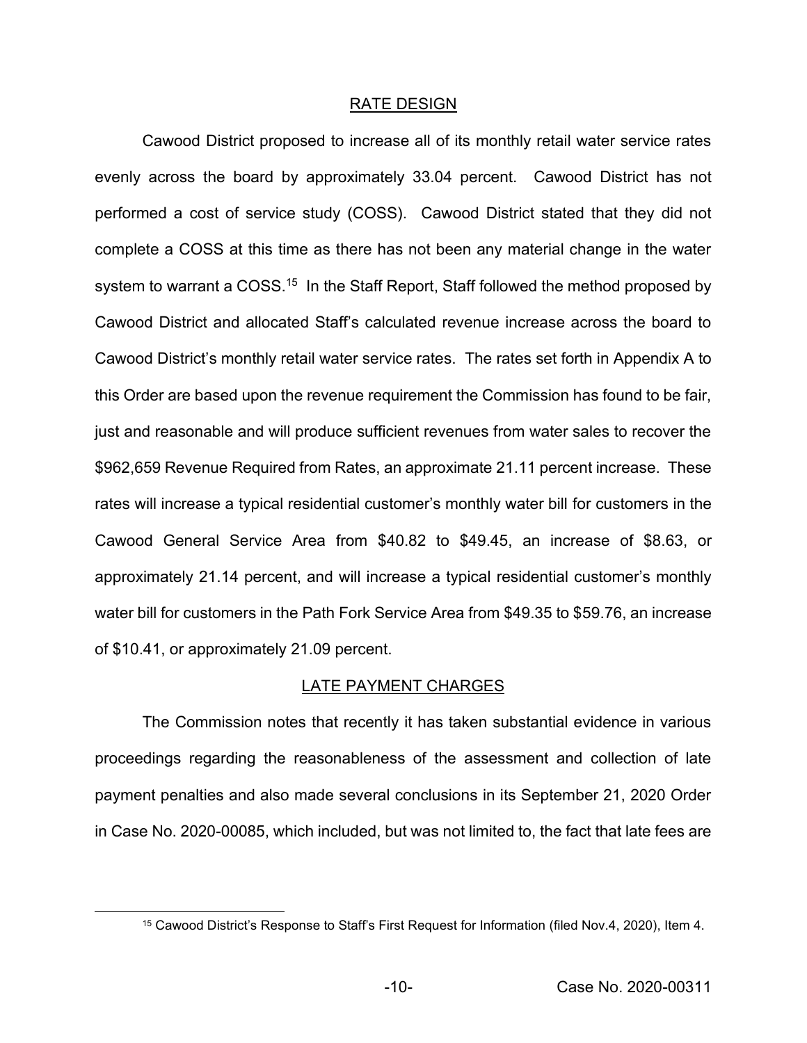## RATE DESIGN

Cawood District proposed to increase all of its monthly retail water service rates evenly across the board by approximately 33.04 percent. Cawood District has not performed a cost of service study (COSS). Cawood District stated that they did not complete a COSS at this time as there has not been any material change in the water system to warrant a COSS.[15] In the Staff Report, Staff followed the method proposed by Cawood District and allocated Staff's calculated revenue increase across the board to Cawood District's monthly retail water service rates. The rates set forth in Appendix A to this Order are based upon the revenue requirement the Commission has found to be fair, just and reasonable and will produce sufficient revenues from water sales to recover the $962,659 Revenue Required from Rates, an approximate 21.11 percent increase. These rates will increase a typical residential customer's monthly water bill for customers in the Cawood General Service Area from $40.82 to $49.45, an increase of $8.63, or approximately 21.14 percent, and will increase a typical residential customer's monthly water bill for customers in the Path Fork Service Area from $49.35 to $59.76, an increase of $10.41, or approximately 21.09 percent.

## LATE PAYMENT CHARGES

The Commission notes that recently it has taken substantial evidence in various proceedings regarding the reasonableness of the assessment and collection of late payment penalties and also made several conclusions in its September 21, 2020 Order in Case No. 2020-00085, which included, but was not limited to, the fact that late fees are

[15] Cawood District's Response to Staff's First Request for Information (filed Nov.4, 2020), Item 4.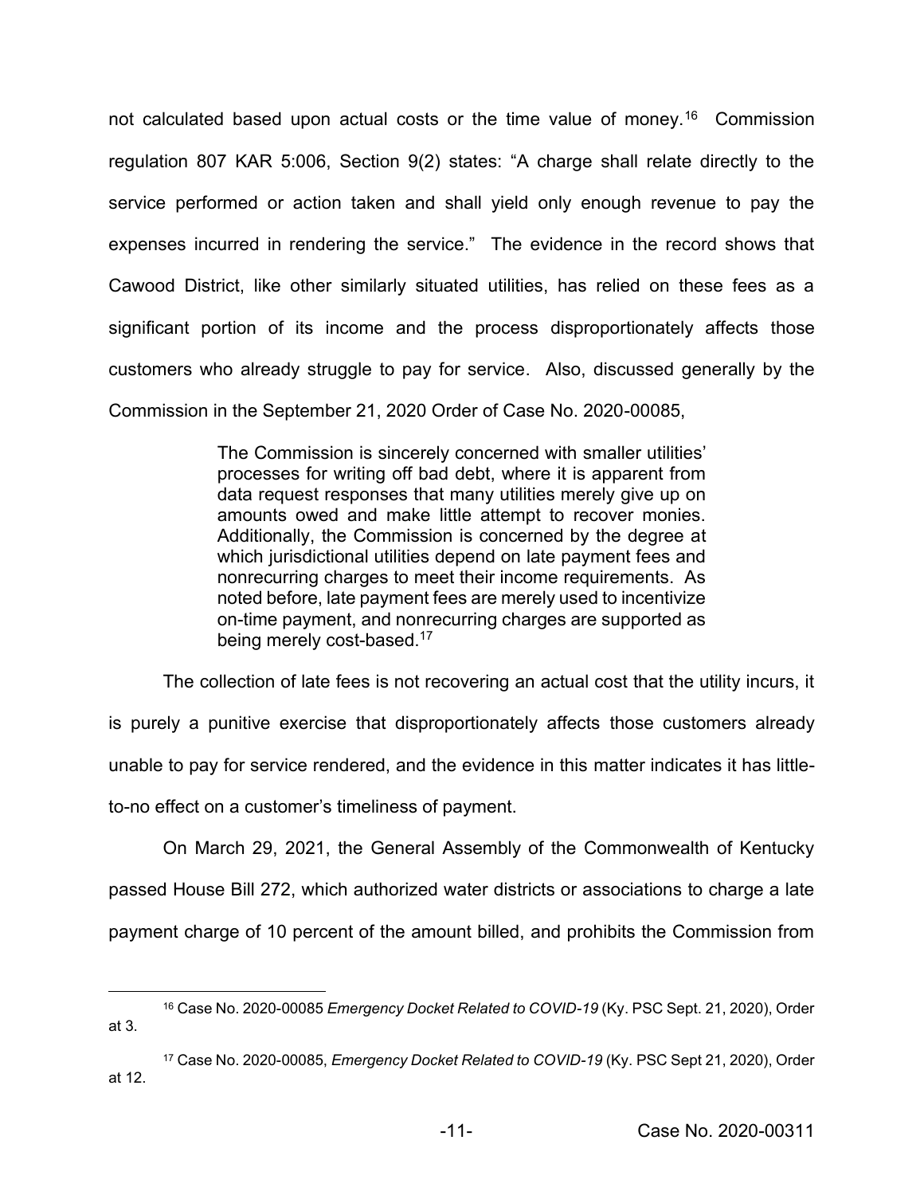not calculated based upon actual costs or the time value of money.[16] Commission regulation 807 KAR 5:006, Section 9(2) states: "A charge shall relate directly to the service performed or action taken and shall yield only enough revenue to pay the expenses incurred in rendering the service." The evidence in the record shows that Cawood District, like other similarly situated utilities, has relied on these fees as a significant portion of its income and the process disproportionately affects those customers who already struggle to pay for service. Also, discussed generally by the Commission in the September 21, 2020 Order of Case No. 2020-00085,

> The Commission is sincerely concerned with smaller utilities' processes for writing off bad debt, where it is apparent from data request responses that many utilities merely give up on amounts owed and make little attempt to recover monies. Additionally, the Commission is concerned by the degree at which jurisdictional utilities depend on late payment fees and nonrecurring charges to meet their income requirements. As noted before, late payment fees are merely used to incentivize on-time payment, and nonrecurring charges are supported as being merely cost-based.[17]

The collection of late fees is not recovering an actual cost that the utility incurs, it is purely a punitive exercise that disproportionately affects those customers already unable to pay for service rendered, and the evidence in this matter indicates it has little-to-no effect on a customer's timeliness of payment.

On March 29, 2021, the General Assembly of the Commonwealth of Kentucky passed House Bill 272, which authorized water districts or associations to charge a late payment charge of 10 percent of the amount billed, and prohibits the Commission from

---

[16] Case No. 2020-00085 *Emergency Docket Related to COVID-19* (Ky. PSC Sept. 21, 2020), Order at 3.

[17] Case No. 2020-00085, *Emergency Docket Related to COVID-19* (Ky. PSC Sept 21, 2020), Order at 12.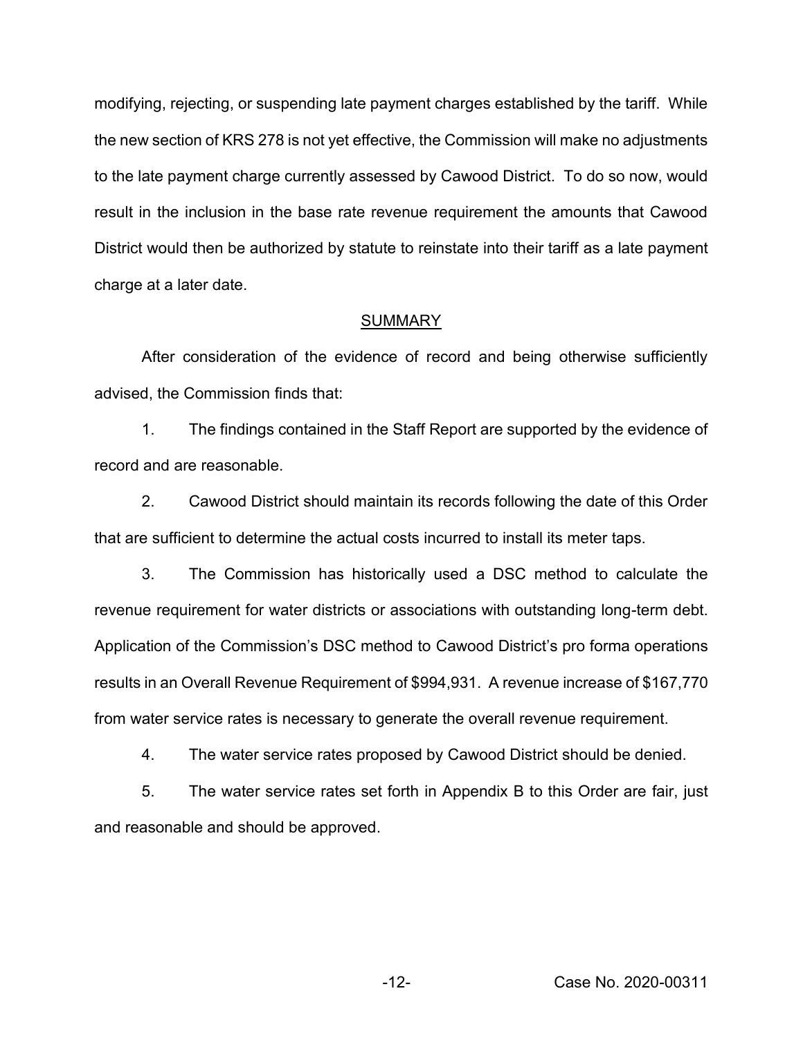modifying, rejecting, or suspending late payment charges established by the tariff. While the new section of KRS 278 is not yet effective, the Commission will make no adjustments to the late payment charge currently assessed by Cawood District. To do so now, would result in the inclusion in the base rate revenue requirement the amounts that Cawood District would then be authorized by statute to reinstate into their tariff as a late payment charge at a later date.

## SUMMARY

After consideration of the evidence of record and being otherwise sufficiently advised, the Commission finds that:

1. The findings contained in the Staff Report are supported by the evidence of record and are reasonable.

2. Cawood District should maintain its records following the date of this Order that are sufficient to determine the actual costs incurred to install its meter taps.

3. The Commission has historically used a DSC method to calculate the revenue requirement for water districts or associations with outstanding long-term debt. Application of the Commission's DSC method to Cawood District's pro forma operations results in an Overall Revenue Requirement of $994,931. A revenue increase of $167,770 from water service rates is necessary to generate the overall revenue requirement.

4. The water service rates proposed by Cawood District should be denied.

5. The water service rates set forth in Appendix B to this Order are fair, just and reasonable and should be approved.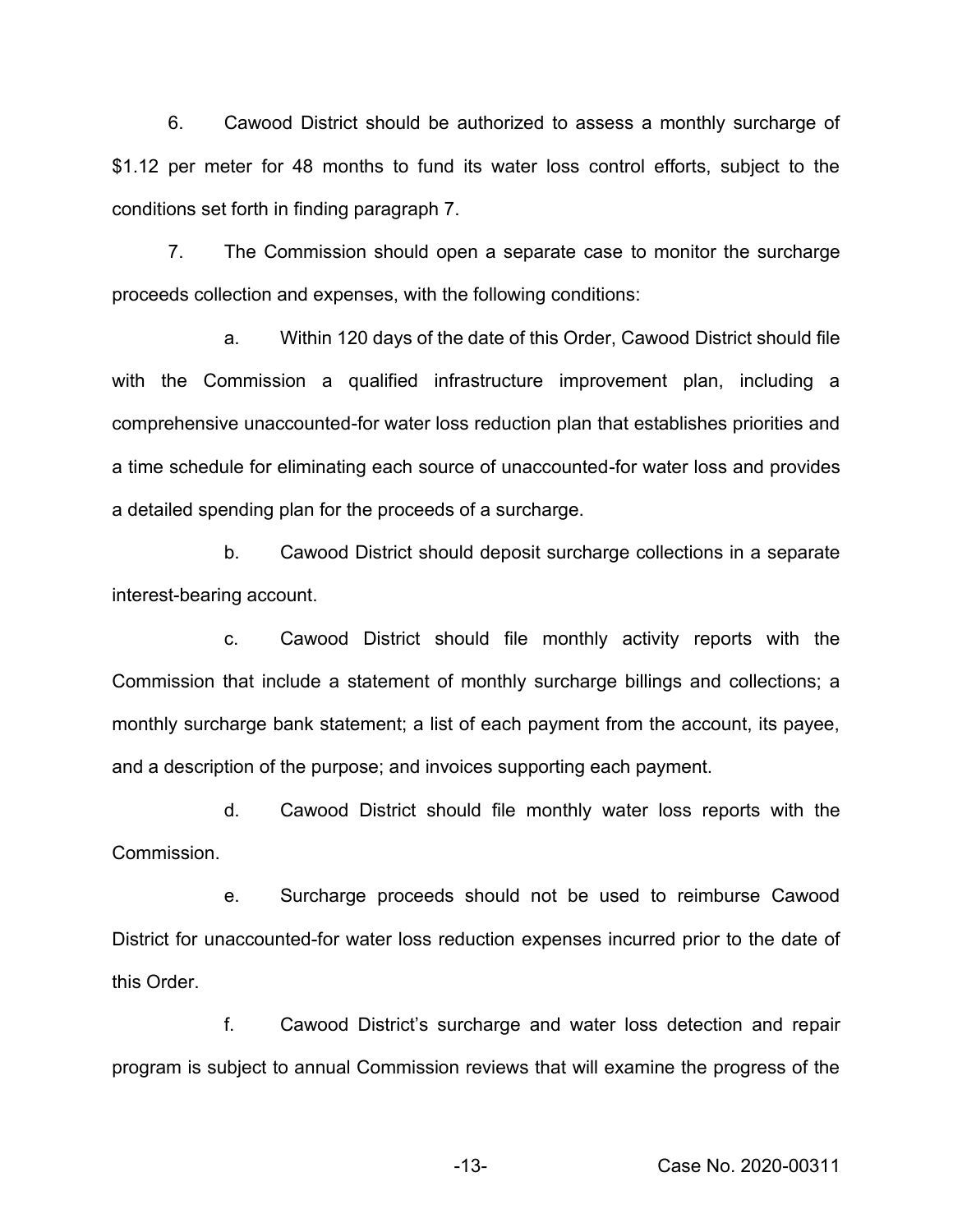6. Cawood District should be authorized to assess a monthly surcharge of $1.12 per meter for 48 months to fund its water loss control efforts, subject to the conditions set forth in finding paragraph 7.

7. The Commission should open a separate case to monitor the surcharge proceeds collection and expenses, with the following conditions:

a. Within 120 days of the date of this Order, Cawood District should file with the Commission a qualified infrastructure improvement plan, including a comprehensive unaccounted-for water loss reduction plan that establishes priorities and a time schedule for eliminating each source of unaccounted-for water loss and provides a detailed spending plan for the proceeds of a surcharge.

b. Cawood District should deposit surcharge collections in a separate interest-bearing account.

c. Cawood District should file monthly activity reports with the Commission that include a statement of monthly surcharge billings and collections; a monthly surcharge bank statement; a list of each payment from the account, its payee, and a description of the purpose; and invoices supporting each payment.

d. Cawood District should file monthly water loss reports with the Commission.

e. Surcharge proceeds should not be used to reimburse Cawood District for unaccounted-for water loss reduction expenses incurred prior to the date of this Order.

f. Cawood District's surcharge and water loss detection and repair program is subject to annual Commission reviews that will examine the progress of the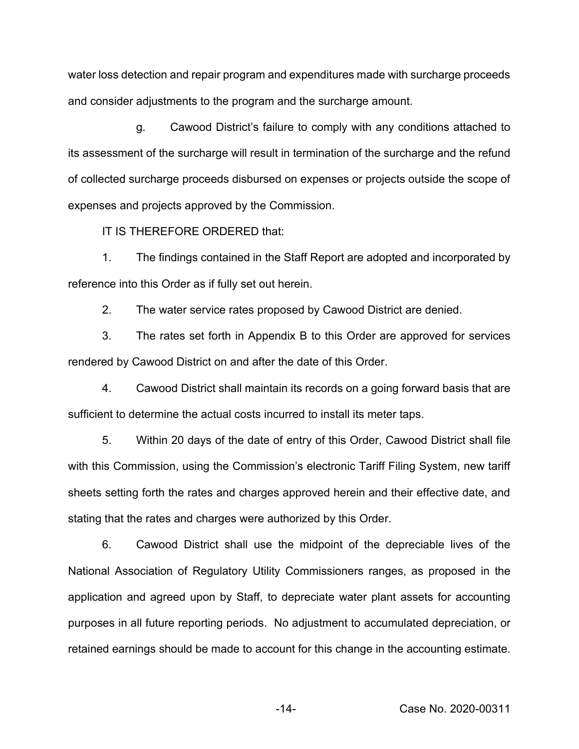water loss detection and repair program and expenditures made with surcharge proceeds and consider adjustments to the program and the surcharge amount.

g. Cawood District's failure to comply with any conditions attached to its assessment of the surcharge will result in termination of the surcharge and the refund of collected surcharge proceeds disbursed on expenses or projects outside the scope of expenses and projects approved by the Commission.

IT IS THEREFORE ORDERED that:

1. The findings contained in the Staff Report are adopted and incorporated by reference into this Order as if fully set out herein.

2. The water service rates proposed by Cawood District are denied.

3. The rates set forth in Appendix B to this Order are approved for services rendered by Cawood District on and after the date of this Order.

4. Cawood District shall maintain its records on a going forward basis that are sufficient to determine the actual costs incurred to install its meter taps.

5. Within 20 days of the date of entry of this Order, Cawood District shall file with this Commission, using the Commission's electronic Tariff Filing System, new tariff sheets setting forth the rates and charges approved herein and their effective date, and stating that the rates and charges were authorized by this Order.

6. Cawood District shall use the midpoint of the depreciable lives of the National Association of Regulatory Utility Commissioners ranges, as proposed in the application and agreed upon by Staff, to depreciate water plant assets for accounting purposes in all future reporting periods. No adjustment to accumulated depreciation, or retained earnings should be made to account for this change in the accounting estimate.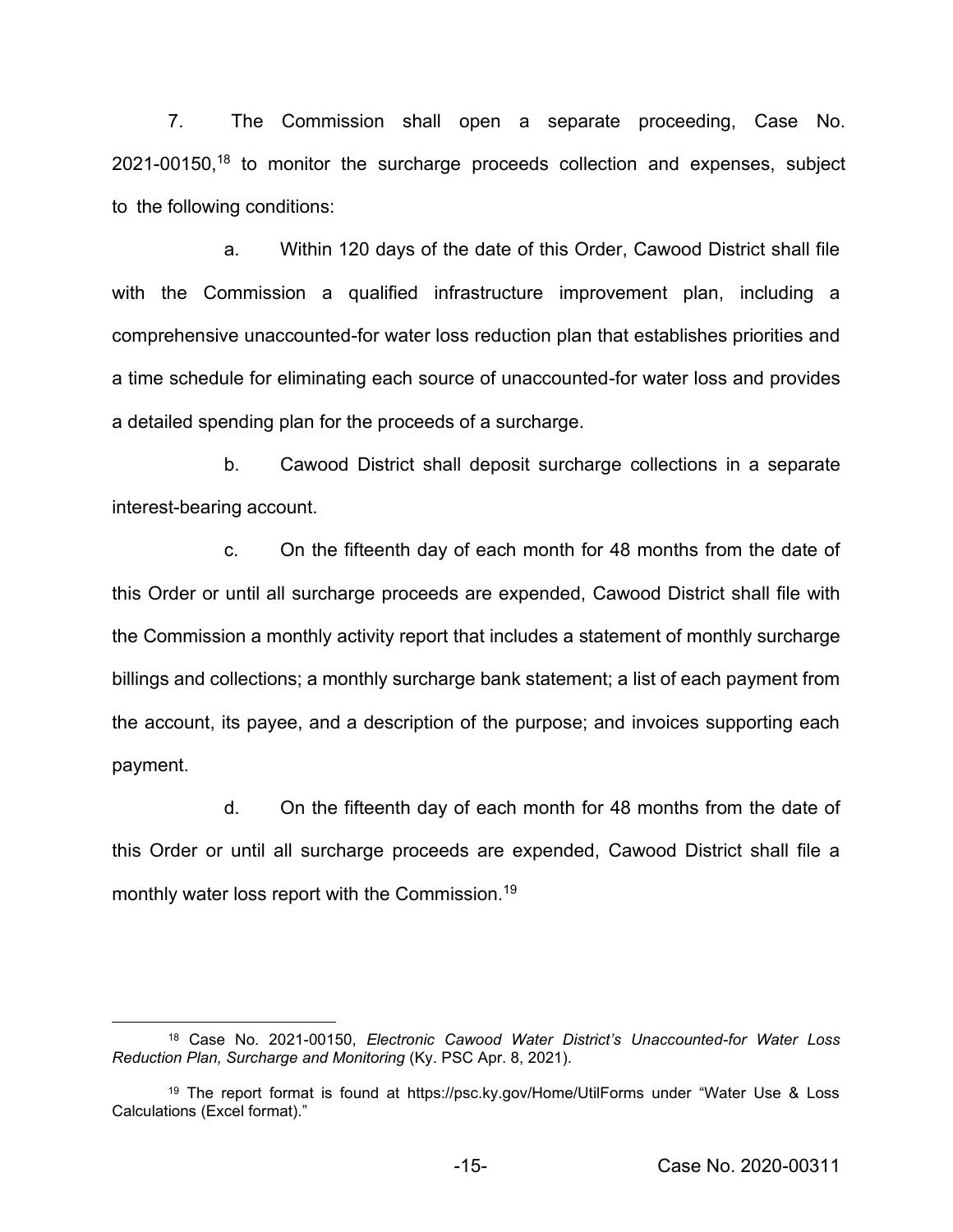7. The Commission shall open a separate proceeding, Case No. 2021-00150,[18] to monitor the surcharge proceeds collection and expenses, subject to the following conditions:

a. Within 120 days of the date of this Order, Cawood District shall file with the Commission a qualified infrastructure improvement plan, including a comprehensive unaccounted-for water loss reduction plan that establishes priorities and a time schedule for eliminating each source of unaccounted-for water loss and provides a detailed spending plan for the proceeds of a surcharge.

b. Cawood District shall deposit surcharge collections in a separate interest-bearing account.

c. On the fifteenth day of each month for 48 months from the date of this Order or until all surcharge proceeds are expended, Cawood District shall file with the Commission a monthly activity report that includes a statement of monthly surcharge billings and collections; a monthly surcharge bank statement; a list of each payment from the account, its payee, and a description of the purpose; and invoices supporting each payment.

d. On the fifteenth day of each month for 48 months from the date of this Order or until all surcharge proceeds are expended, Cawood District shall file a monthly water loss report with the Commission.[19]

---

[18] Case No. 2021-00150, *Electronic Cawood Water District's Unaccounted-for Water Loss Reduction Plan, Surcharge and Monitoring* (Ky. PSC Apr. 8, 2021).

[19] The report format is found at https://psc.ky.gov/Home/UtilForms under "Water Use & Loss Calculations (Excel format)."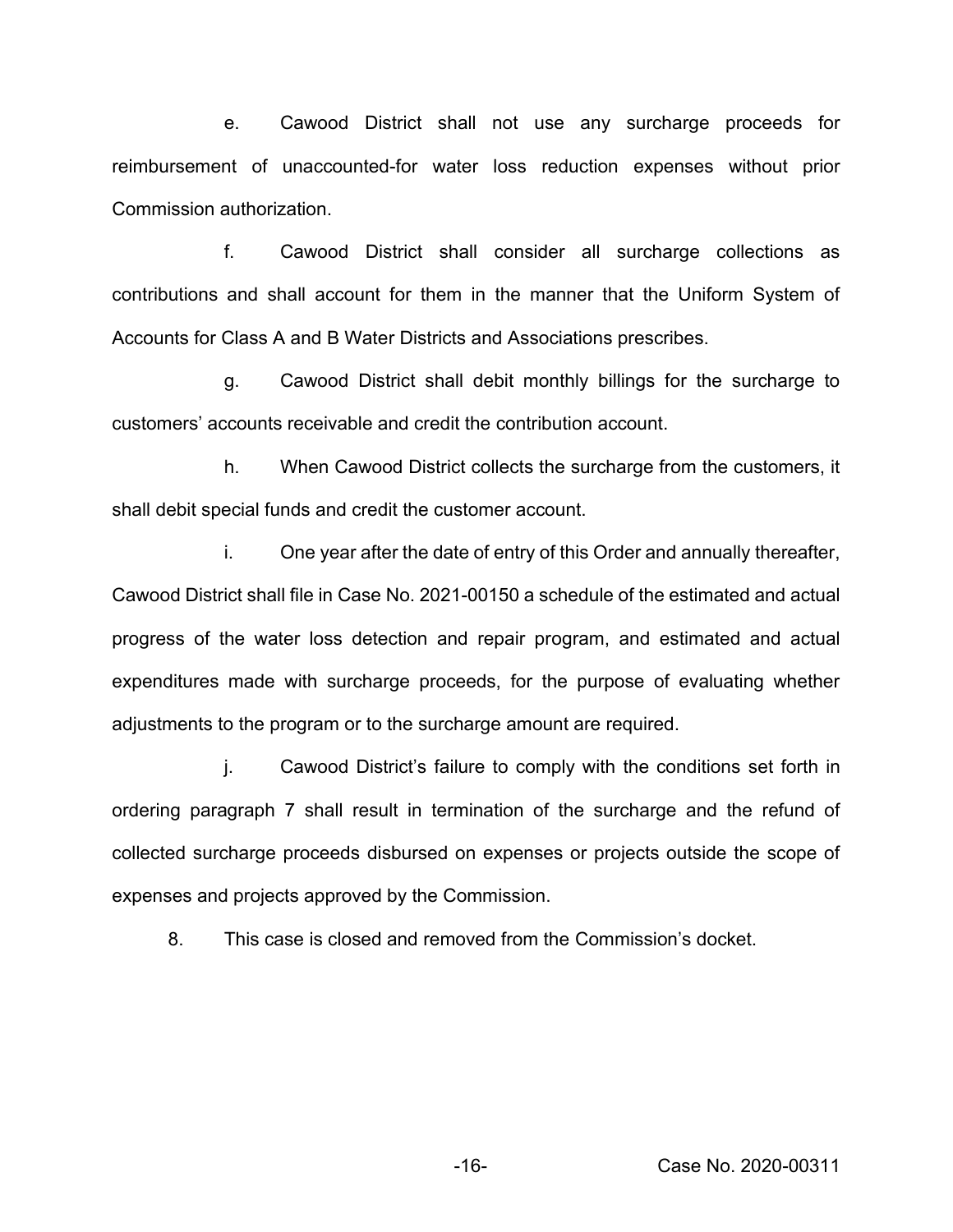e. Cawood District shall not use any surcharge proceeds for reimbursement of unaccounted-for water loss reduction expenses without prior Commission authorization.

f. Cawood District shall consider all surcharge collections as contributions and shall account for them in the manner that the Uniform System of Accounts for Class A and B Water Districts and Associations prescribes.

g. Cawood District shall debit monthly billings for the surcharge to customers' accounts receivable and credit the contribution account.

h. When Cawood District collects the surcharge from the customers, it shall debit special funds and credit the customer account.

i. One year after the date of entry of this Order and annually thereafter, Cawood District shall file in Case No. 2021-00150 a schedule of the estimated and actual progress of the water loss detection and repair program, and estimated and actual expenditures made with surcharge proceeds, for the purpose of evaluating whether adjustments to the program or to the surcharge amount are required.

j. Cawood District's failure to comply with the conditions set forth in ordering paragraph 7 shall result in termination of the surcharge and the refund of collected surcharge proceeds disbursed on expenses or projects outside the scope of expenses and projects approved by the Commission.

8. This case is closed and removed from the Commission's docket.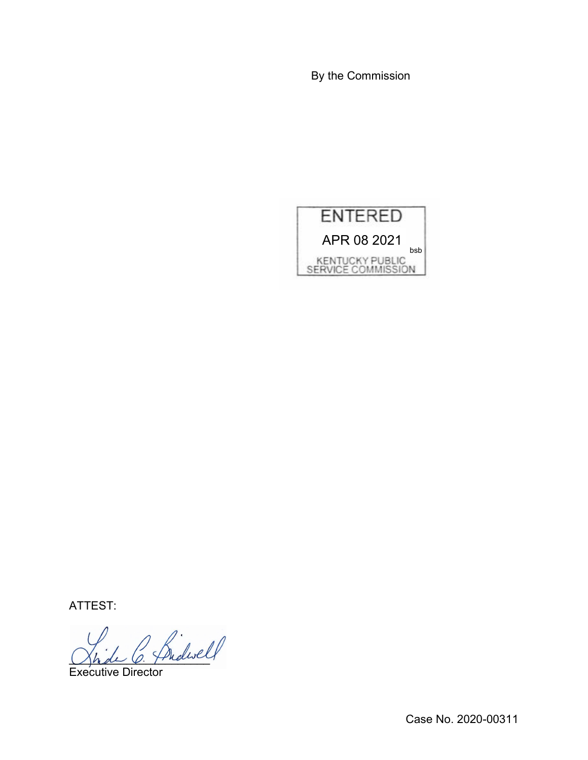By the Commission

ENTERED

APR 08 2021

bsb

KENTUCKY PUBLIC SERVICE COMMISSION

ATTEST:

Executive Director

Case No. 2020-00311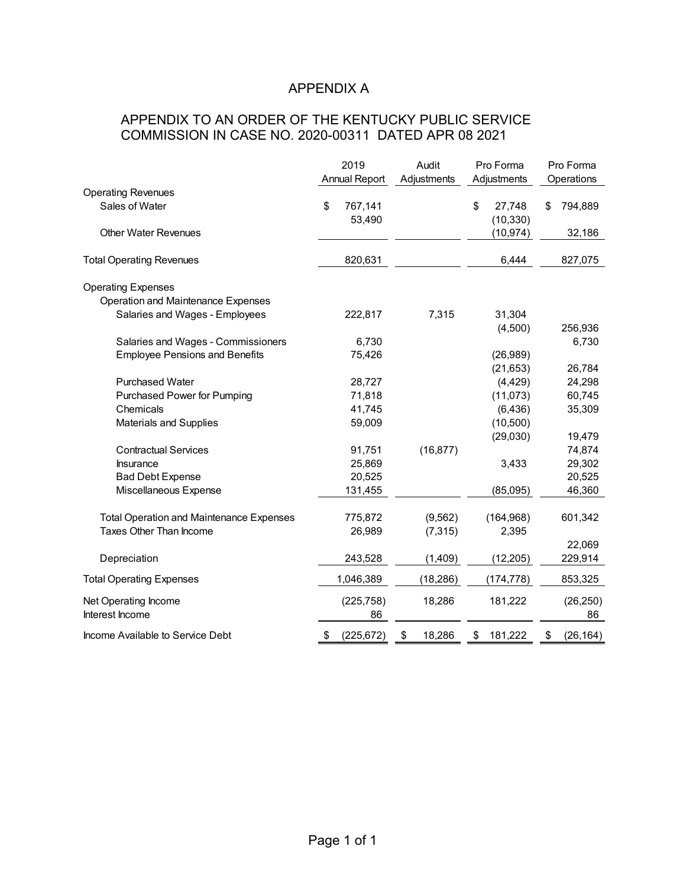# APPENDIX A

## APPENDIX TO AN ORDER OF THE KENTUCKY PUBLIC SERVICE COMMISSION IN CASE NO. 2020-00311 DATED APR 08 2021

| | 2019 Annual Report | Audit Adjustments | Pro Forma Adjustments | Pro Forma Operations |
|---|---|---|---|---|
| Operating Revenues | | | | |
| Sales of Water | $ 767,141 | | $ 27,748 | $ 794,889 |
| | 53,490 | | (10,330) | |
| Other Water Revenues | | | (10,974) | 32,186 |
| Total Operating Revenues | 820,631 | | 6,444 | 827,075 |
| Operating Expenses | | | | |
| Operation and Maintenance Expenses | | | | |
| Salaries and Wages - Employees | 222,817 | 7,315 | 31,304 | |
| | | | (4,500) | 256,936 |
| Salaries and Wages - Commissioners | 6,730 | | | 6,730 |
| Employee Pensions and Benefits | 75,426 | | (26,989) | |
| | | | (21,653) | 26,784 |
| Purchased Water | 28,727 | | (4,429) | 24,298 |
| Purchased Power for Pumping | 71,818 | | (11,073) | 60,745 |
| Chemicals | 41,745 | | (6,436) | 35,309 |
| Materials and Supplies | 59,009 | | (10,500) | |
| | | | (29,030) | 19,479 |
| Contractual Services | 91,751 | (16,877) | | 74,874 |
| Insurance | 25,869 | | 3,433 | 29,302 |
| Bad Debt Expense | 20,525 | | | 20,525 |
| Miscellaneous Expense | 131,455 | | (85,095) | 46,360 |
| Total Operation and Maintenance Expenses | 775,872 | (9,562) | (164,968) | 601,342 |
| Taxes Other Than Income | 26,989 | (7,315) | 2,395 | |
| | | | | 22,069 |
| Depreciation | 243,528 | (1,409) | (12,205) | 229,914 |
| Total Operating Expenses | 1,046,389 | (18,286) | (174,778) | 853,325 |
| Net Operating Income | (225,758) | 18,286 | 181,222 | (26,250) |
| Interest Income | 86 | | | 86 |
| Income Available to Service Debt | $ (225,672) | $ 18,286 | $ 181,222 | $ (26,164) |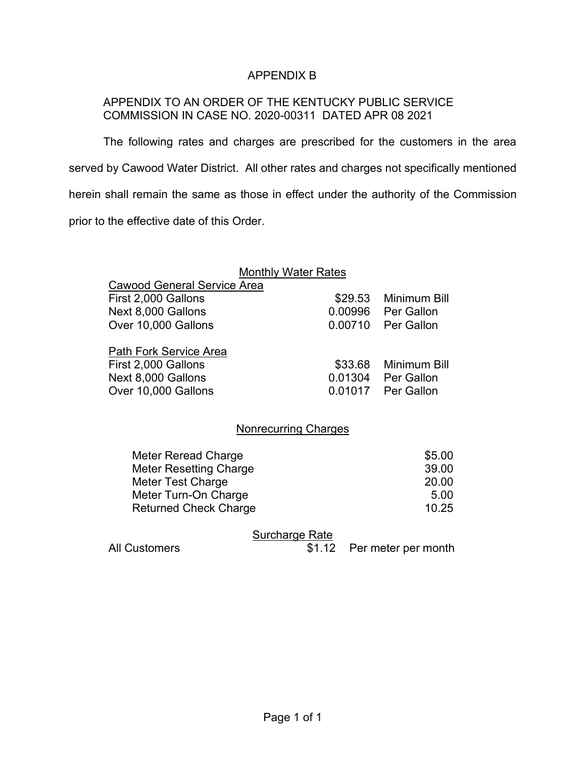# APPENDIX B

APPENDIX TO AN ORDER OF THE KENTUCKY PUBLIC SERVICE COMMISSION IN CASE NO. 2020-00311 DATED APR 08 2021

The following rates and charges are prescribed for the customers in the area served by Cawood Water District. All other rates and charges not specifically mentioned herein shall remain the same as those in effect under the authority of the Commission prior to the effective date of this Order.

## Monthly Water Rates

| Cawood General Service Area | | |
|---|---|---|
| First 2,000 Gallons | $29.53 | Minimum Bill |
| Next 8,000 Gallons | 0.00996 | Per Gallon |
| Over 10,000 Gallons | 0.00710 | Per Gallon |

| Path Fork Service Area | | |
|---|---|---|
| First 2,000 Gallons | $33.68 | Minimum Bill |
| Next 8,000 Gallons | 0.01304 | Per Gallon |
| Over 10,000 Gallons | 0.01017 | Per Gallon |

## Nonrecurring Charges

| | |
|---|---|
| Meter Reread Charge | $5.00 |
| Meter Resetting Charge | 39.00 |
| Meter Test Charge | 20.00 |
| Meter Turn-On Charge | 5.00 |
| Returned Check Charge | 10.25 |

## Surcharge Rate

| | | |
|---|---|---|
| All Customers | $1.12 | Per meter per month |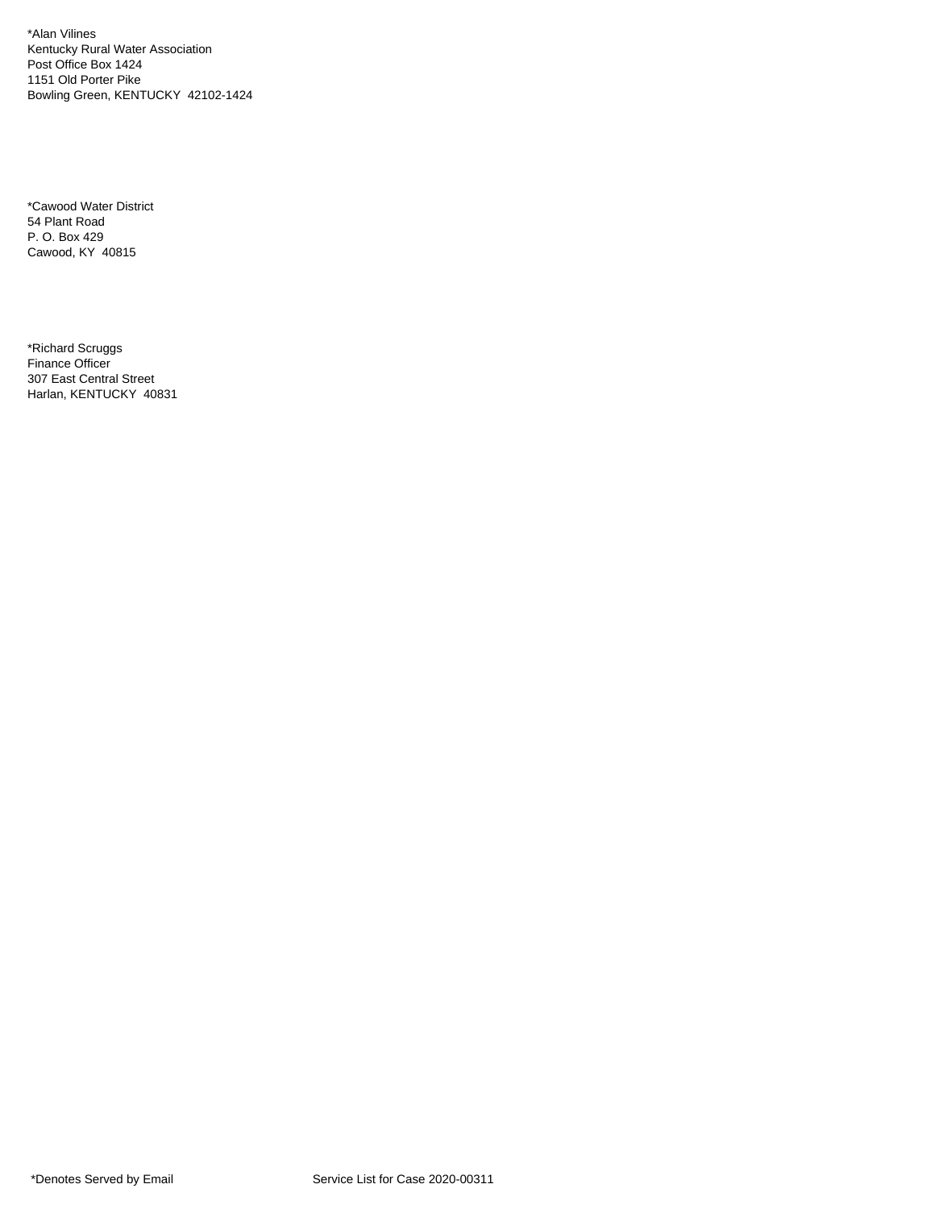*Alan Vilines
Kentucky Rural Water Association
Post Office Box 1424
1151 Old Porter Pike
Bowling Green, KENTUCKY  42102-1424

*Cawood Water District
54 Plant Road
P. O. Box 429
Cawood, KY  40815

*Richard Scruggs
Finance Officer
307 East Central Street
Harlan, KENTUCKY  40831

*Denotes Served by Email

Service List for Case 2020-00311